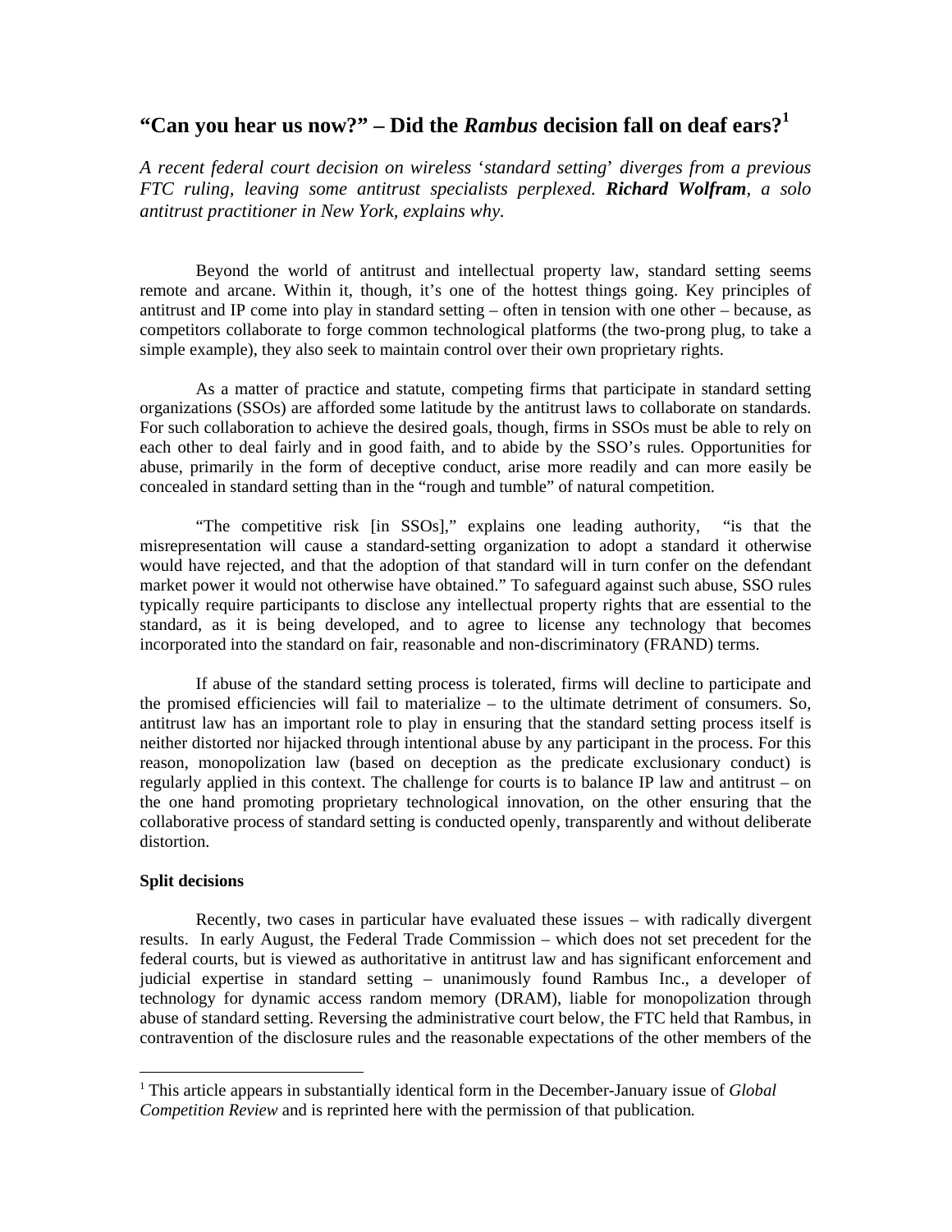# "Can you hear us now?" – Did the *Rambus* decision fall on deaf ears?[1]

*A recent federal court decision on wireless 'standard setting' diverges from a previous FTC ruling, leaving some antitrust specialists perplexed.* ***Richard Wolfram****, a solo antitrust practitioner in New York, explains why.*

Beyond the world of antitrust and intellectual property law, standard setting seems remote and arcane. Within it, though, it's one of the hottest things going. Key principles of antitrust and IP come into play in standard setting – often in tension with one other – because, as competitors collaborate to forge common technological platforms (the two-prong plug, to take a simple example), they also seek to maintain control over their own proprietary rights.

As a matter of practice and statute, competing firms that participate in standard setting organizations (SSOs) are afforded some latitude by the antitrust laws to collaborate on standards. For such collaboration to achieve the desired goals, though, firms in SSOs must be able to rely on each other to deal fairly and in good faith, and to abide by the SSO's rules. Opportunities for abuse, primarily in the form of deceptive conduct, arise more readily and can more easily be concealed in standard setting than in the "rough and tumble" of natural competition.

"The competitive risk [in SSOs]," explains one leading authority, "is that the misrepresentation will cause a standard-setting organization to adopt a standard it otherwise would have rejected, and that the adoption of that standard will in turn confer on the defendant market power it would not otherwise have obtained." To safeguard against such abuse, SSO rules typically require participants to disclose any intellectual property rights that are essential to the standard, as it is being developed, and to agree to license any technology that becomes incorporated into the standard on fair, reasonable and non-discriminatory (FRAND) terms.

If abuse of the standard setting process is tolerated, firms will decline to participate and the promised efficiencies will fail to materialize – to the ultimate detriment of consumers. So, antitrust law has an important role to play in ensuring that the standard setting process itself is neither distorted nor hijacked through intentional abuse by any participant in the process. For this reason, monopolization law (based on deception as the predicate exclusionary conduct) is regularly applied in this context. The challenge for courts is to balance IP law and antitrust – on the one hand promoting proprietary technological innovation, on the other ensuring that the collaborative process of standard setting is conducted openly, transparently and without deliberate distortion.

**Split decisions**

Recently, two cases in particular have evaluated these issues – with radically divergent results. In early August, the Federal Trade Commission – which does not set precedent for the federal courts, but is viewed as authoritative in antitrust law and has significant enforcement and judicial expertise in standard setting – unanimously found Rambus Inc., a developer of technology for dynamic access random memory (DRAM), liable for monopolization through abuse of standard setting. Reversing the administrative court below, the FTC held that Rambus, in contravention of the disclosure rules and the reasonable expectations of the other members of the

[1] This article appears in substantially identical form in the December-January issue of *Global Competition Review* and is reprinted here with the permission of that publication.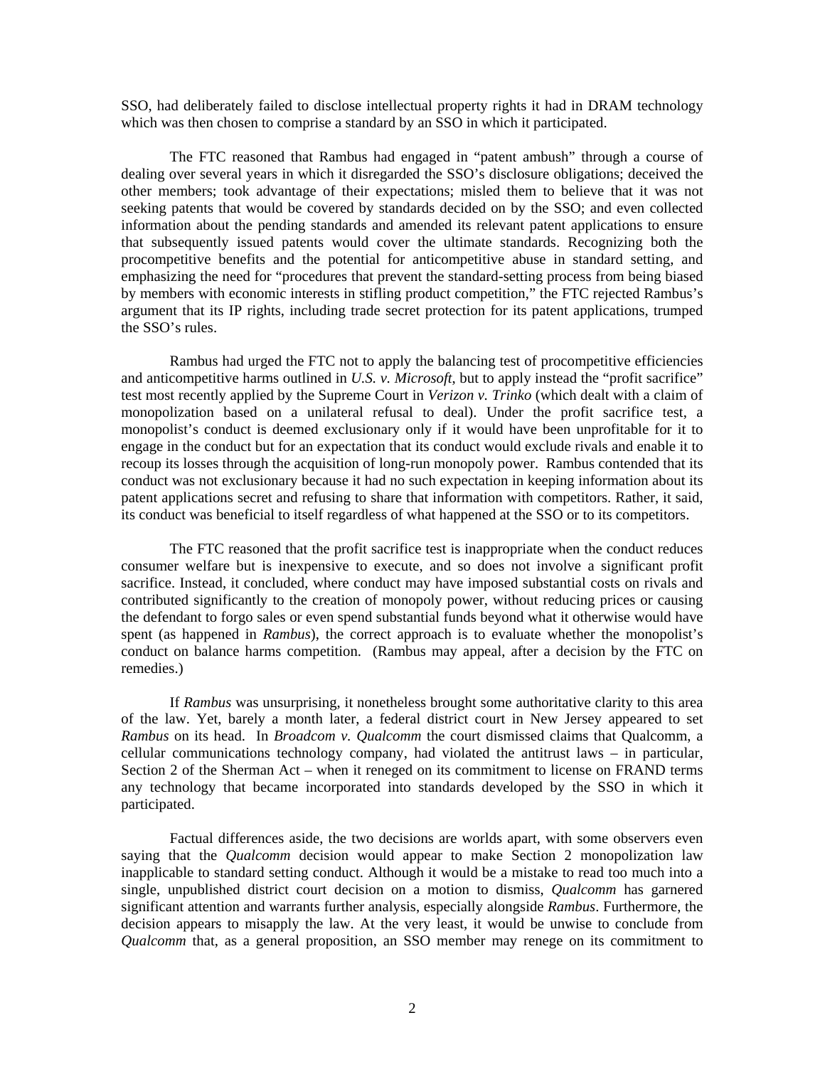SSO, had deliberately failed to disclose intellectual property rights it had in DRAM technology which was then chosen to comprise a standard by an SSO in which it participated.

The FTC reasoned that Rambus had engaged in "patent ambush" through a course of dealing over several years in which it disregarded the SSO's disclosure obligations; deceived the other members; took advantage of their expectations; misled them to believe that it was not seeking patents that would be covered by standards decided on by the SSO; and even collected information about the pending standards and amended its relevant patent applications to ensure that subsequently issued patents would cover the ultimate standards. Recognizing both the procompetitive benefits and the potential for anticompetitive abuse in standard setting, and emphasizing the need for "procedures that prevent the standard-setting process from being biased by members with economic interests in stifling product competition," the FTC rejected Rambus's argument that its IP rights, including trade secret protection for its patent applications, trumped the SSO's rules.

Rambus had urged the FTC not to apply the balancing test of procompetitive efficiencies and anticompetitive harms outlined in *U.S. v. Microsoft*, but to apply instead the "profit sacrifice" test most recently applied by the Supreme Court in *Verizon v. Trinko* (which dealt with a claim of monopolization based on a unilateral refusal to deal). Under the profit sacrifice test, a monopolist's conduct is deemed exclusionary only if it would have been unprofitable for it to engage in the conduct but for an expectation that its conduct would exclude rivals and enable it to recoup its losses through the acquisition of long-run monopoly power. Rambus contended that its conduct was not exclusionary because it had no such expectation in keeping information about its patent applications secret and refusing to share that information with competitors. Rather, it said, its conduct was beneficial to itself regardless of what happened at the SSO or to its competitors.

The FTC reasoned that the profit sacrifice test is inappropriate when the conduct reduces consumer welfare but is inexpensive to execute, and so does not involve a significant profit sacrifice. Instead, it concluded, where conduct may have imposed substantial costs on rivals and contributed significantly to the creation of monopoly power, without reducing prices or causing the defendant to forgo sales or even spend substantial funds beyond what it otherwise would have spent (as happened in *Rambus*), the correct approach is to evaluate whether the monopolist's conduct on balance harms competition. (Rambus may appeal, after a decision by the FTC on remedies.)

If *Rambus* was unsurprising, it nonetheless brought some authoritative clarity to this area of the law. Yet, barely a month later, a federal district court in New Jersey appeared to set *Rambus* on its head. In *Broadcom v. Qualcomm* the court dismissed claims that Qualcomm, a cellular communications technology company, had violated the antitrust laws – in particular, Section 2 of the Sherman Act – when it reneged on its commitment to license on FRAND terms any technology that became incorporated into standards developed by the SSO in which it participated.

Factual differences aside, the two decisions are worlds apart, with some observers even saying that the *Qualcomm* decision would appear to make Section 2 monopolization law inapplicable to standard setting conduct. Although it would be a mistake to read too much into a single, unpublished district court decision on a motion to dismiss, *Qualcomm* has garnered significant attention and warrants further analysis, especially alongside *Rambus*. Furthermore, the decision appears to misapply the law. At the very least, it would be unwise to conclude from *Qualcomm* that, as a general proposition, an SSO member may renege on its commitment to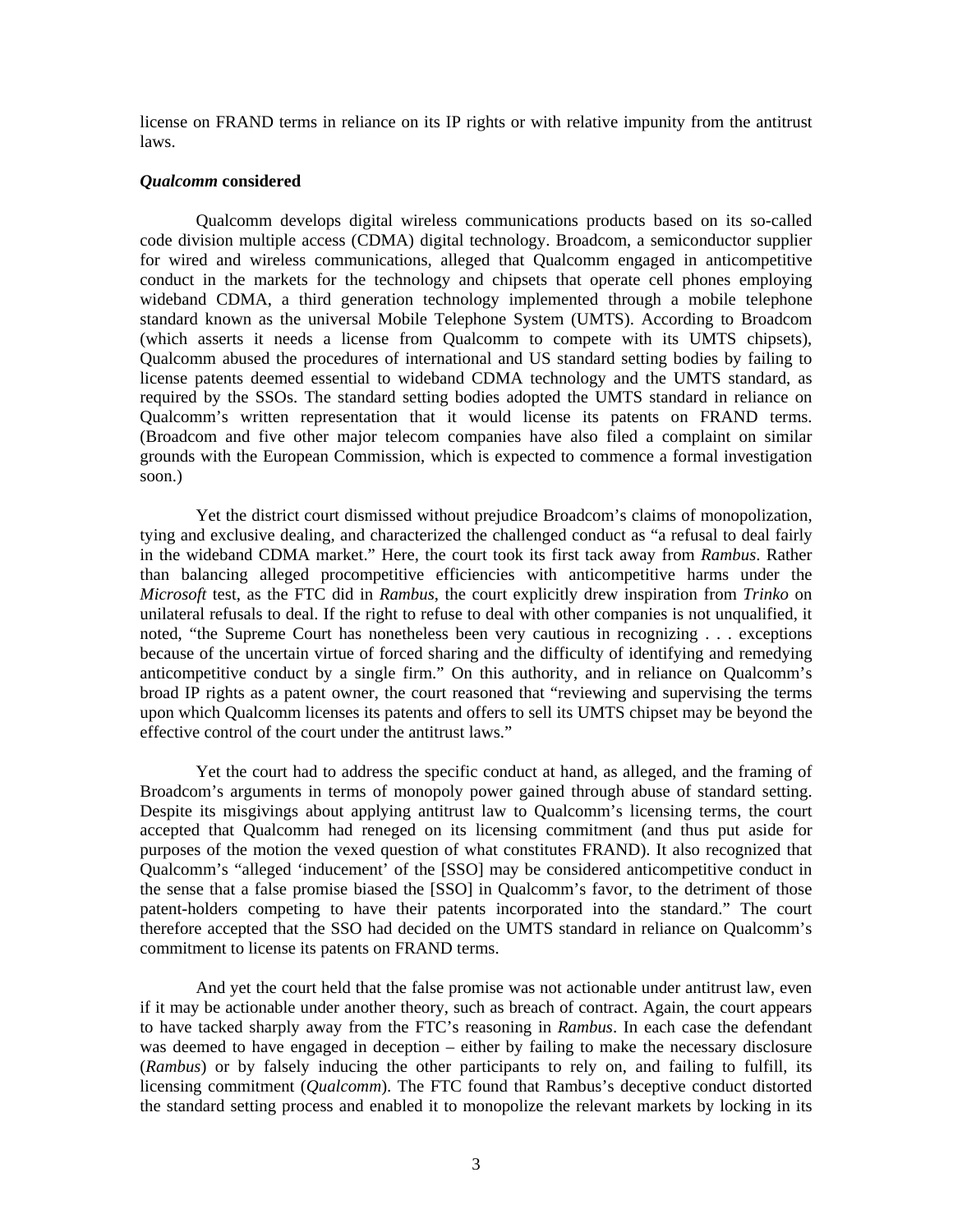license on FRAND terms in reliance on its IP rights or with relative impunity from the antitrust laws.

***Qualcomm* considered**

Qualcomm develops digital wireless communications products based on its so-called code division multiple access (CDMA) digital technology. Broadcom, a semiconductor supplier for wired and wireless communications, alleged that Qualcomm engaged in anticompetitive conduct in the markets for the technology and chipsets that operate cell phones employing wideband CDMA, a third generation technology implemented through a mobile telephone standard known as the universal Mobile Telephone System (UMTS). According to Broadcom (which asserts it needs a license from Qualcomm to compete with its UMTS chipsets), Qualcomm abused the procedures of international and US standard setting bodies by failing to license patents deemed essential to wideband CDMA technology and the UMTS standard, as required by the SSOs. The standard setting bodies adopted the UMTS standard in reliance on Qualcomm's written representation that it would license its patents on FRAND terms. (Broadcom and five other major telecom companies have also filed a complaint on similar grounds with the European Commission, which is expected to commence a formal investigation soon.)

Yet the district court dismissed without prejudice Broadcom's claims of monopolization, tying and exclusive dealing, and characterized the challenged conduct as "a refusal to deal fairly in the wideband CDMA market." Here, the court took its first tack away from *Rambus*. Rather than balancing alleged procompetitive efficiencies with anticompetitive harms under the *Microsoft* test, as the FTC did in *Rambus*, the court explicitly drew inspiration from *Trinko* on unilateral refusals to deal. If the right to refuse to deal with other companies is not unqualified, it noted, "the Supreme Court has nonetheless been very cautious in recognizing . . . exceptions because of the uncertain virtue of forced sharing and the difficulty of identifying and remedying anticompetitive conduct by a single firm." On this authority, and in reliance on Qualcomm's broad IP rights as a patent owner, the court reasoned that "reviewing and supervising the terms upon which Qualcomm licenses its patents and offers to sell its UMTS chipset may be beyond the effective control of the court under the antitrust laws."

Yet the court had to address the specific conduct at hand, as alleged, and the framing of Broadcom's arguments in terms of monopoly power gained through abuse of standard setting. Despite its misgivings about applying antitrust law to Qualcomm's licensing terms, the court accepted that Qualcomm had reneged on its licensing commitment (and thus put aside for purposes of the motion the vexed question of what constitutes FRAND). It also recognized that Qualcomm's "alleged 'inducement' of the [SSO] may be considered anticompetitive conduct in the sense that a false promise biased the [SSO] in Qualcomm's favor, to the detriment of those patent-holders competing to have their patents incorporated into the standard." The court therefore accepted that the SSO had decided on the UMTS standard in reliance on Qualcomm's commitment to license its patents on FRAND terms.

And yet the court held that the false promise was not actionable under antitrust law, even if it may be actionable under another theory, such as breach of contract. Again, the court appears to have tacked sharply away from the FTC's reasoning in *Rambus*. In each case the defendant was deemed to have engaged in deception – either by failing to make the necessary disclosure (*Rambus*) or by falsely inducing the other participants to rely on, and failing to fulfill, its licensing commitment (*Qualcomm*). The FTC found that Rambus's deceptive conduct distorted the standard setting process and enabled it to monopolize the relevant markets by locking in its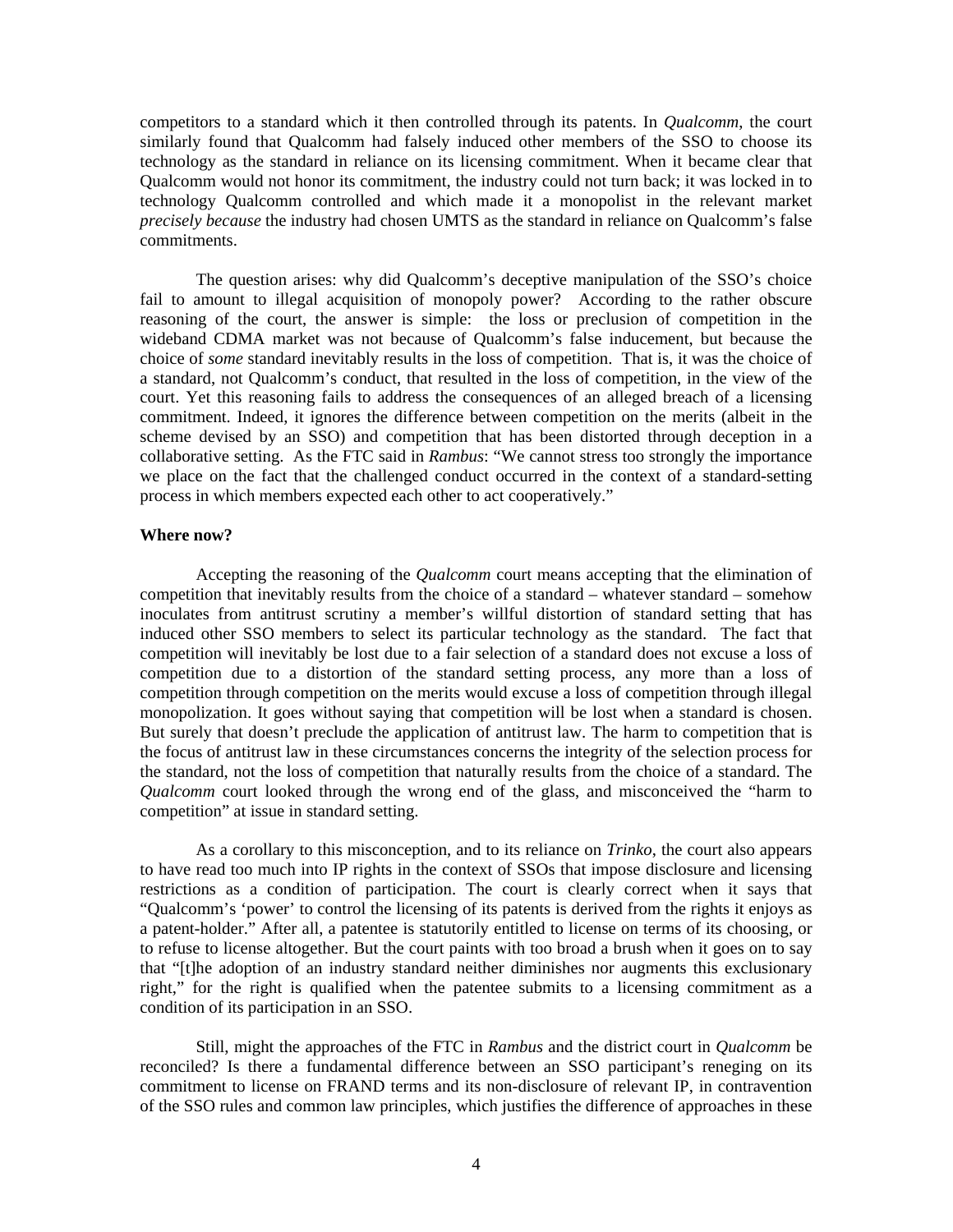competitors to a standard which it then controlled through its patents. In *Qualcomm*, the court similarly found that Qualcomm had falsely induced other members of the SSO to choose its technology as the standard in reliance on its licensing commitment. When it became clear that Qualcomm would not honor its commitment, the industry could not turn back; it was locked in to technology Qualcomm controlled and which made it a monopolist in the relevant market *precisely because* the industry had chosen UMTS as the standard in reliance on Qualcomm's false commitments.

The question arises: why did Qualcomm's deceptive manipulation of the SSO's choice fail to amount to illegal acquisition of monopoly power? According to the rather obscure reasoning of the court, the answer is simple: the loss or preclusion of competition in the wideband CDMA market was not because of Qualcomm's false inducement, but because the choice of *some* standard inevitably results in the loss of competition. That is, it was the choice of a standard, not Qualcomm's conduct, that resulted in the loss of competition, in the view of the court. Yet this reasoning fails to address the consequences of an alleged breach of a licensing commitment. Indeed, it ignores the difference between competition on the merits (albeit in the scheme devised by an SSO) and competition that has been distorted through deception in a collaborative setting. As the FTC said in *Rambus*: "We cannot stress too strongly the importance we place on the fact that the challenged conduct occurred in the context of a standard-setting process in which members expected each other to act cooperatively."

**Where now?**

Accepting the reasoning of the *Qualcomm* court means accepting that the elimination of competition that inevitably results from the choice of a standard – whatever standard – somehow inoculates from antitrust scrutiny a member's willful distortion of standard setting that has induced other SSO members to select its particular technology as the standard. The fact that competition will inevitably be lost due to a fair selection of a standard does not excuse a loss of competition due to a distortion of the standard setting process, any more than a loss of competition through competition on the merits would excuse a loss of competition through illegal monopolization. It goes without saying that competition will be lost when a standard is chosen. But surely that doesn't preclude the application of antitrust law. The harm to competition that is the focus of antitrust law in these circumstances concerns the integrity of the selection process for the standard, not the loss of competition that naturally results from the choice of a standard. The *Qualcomm* court looked through the wrong end of the glass, and misconceived the "harm to competition" at issue in standard setting.

As a corollary to this misconception, and to its reliance on *Trinko*, the court also appears to have read too much into IP rights in the context of SSOs that impose disclosure and licensing restrictions as a condition of participation. The court is clearly correct when it says that "Qualcomm's 'power' to control the licensing of its patents is derived from the rights it enjoys as a patent-holder." After all, a patentee is statutorily entitled to license on terms of its choosing, or to refuse to license altogether. But the court paints with too broad a brush when it goes on to say that "[t]he adoption of an industry standard neither diminishes nor augments this exclusionary right," for the right is qualified when the patentee submits to a licensing commitment as a condition of its participation in an SSO.

Still, might the approaches of the FTC in *Rambus* and the district court in *Qualcomm* be reconciled? Is there a fundamental difference between an SSO participant's reneging on its commitment to license on FRAND terms and its non-disclosure of relevant IP, in contravention of the SSO rules and common law principles, which justifies the difference of approaches in these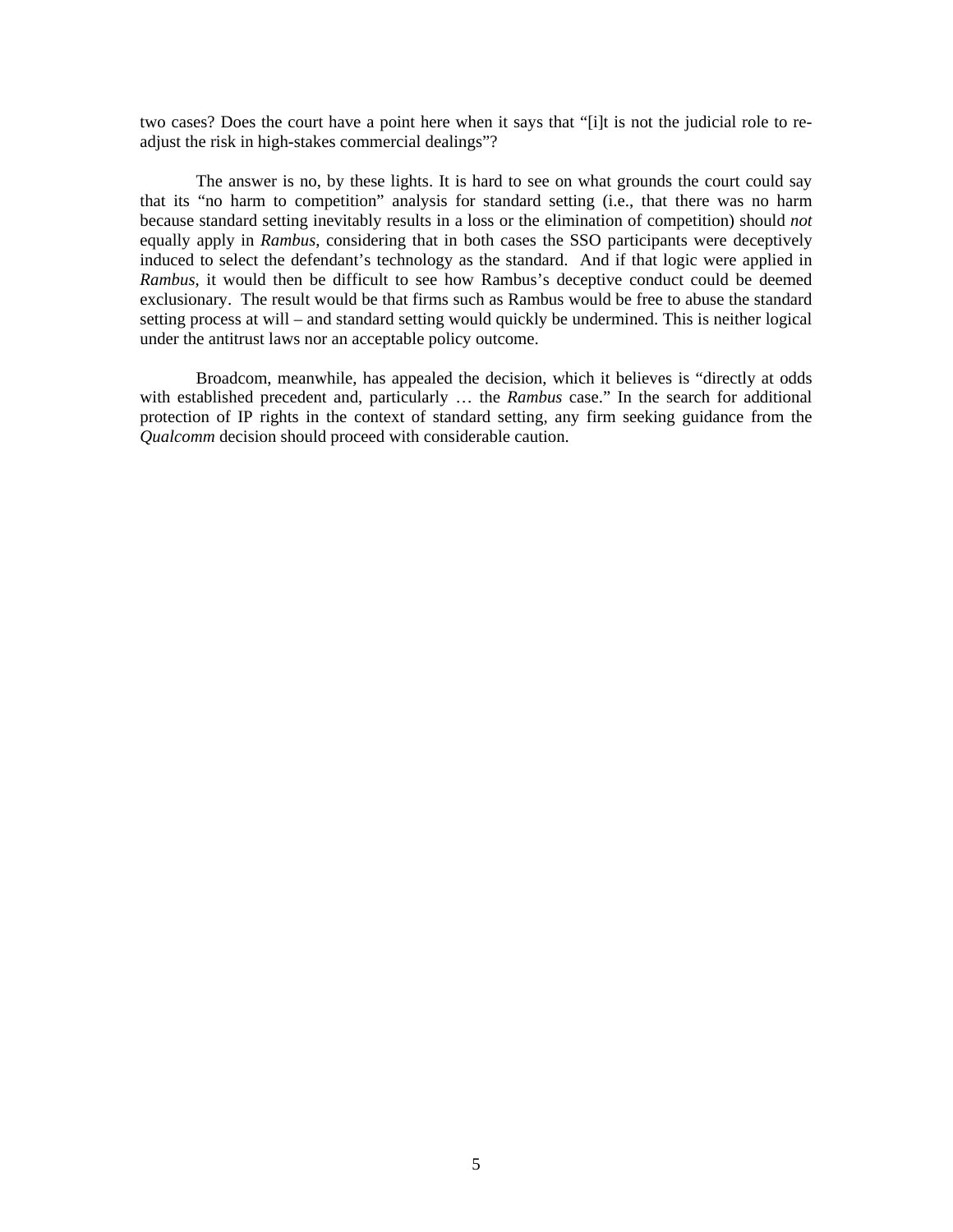two cases? Does the court have a point here when it says that "[i]t is not the judicial role to re-adjust the risk in high-stakes commercial dealings"?

The answer is no, by these lights. It is hard to see on what grounds the court could say that its "no harm to competition" analysis for standard setting (i.e., that there was no harm because standard setting inevitably results in a loss or the elimination of competition) should *not* equally apply in *Rambus*, considering that in both cases the SSO participants were deceptively induced to select the defendant's technology as the standard. And if that logic were applied in *Rambus*, it would then be difficult to see how Rambus's deceptive conduct could be deemed exclusionary. The result would be that firms such as Rambus would be free to abuse the standard setting process at will – and standard setting would quickly be undermined. This is neither logical under the antitrust laws nor an acceptable policy outcome.

Broadcom, meanwhile, has appealed the decision, which it believes is "directly at odds with established precedent and, particularly … the *Rambus* case." In the search for additional protection of IP rights in the context of standard setting, any firm seeking guidance from the *Qualcomm* decision should proceed with considerable caution.